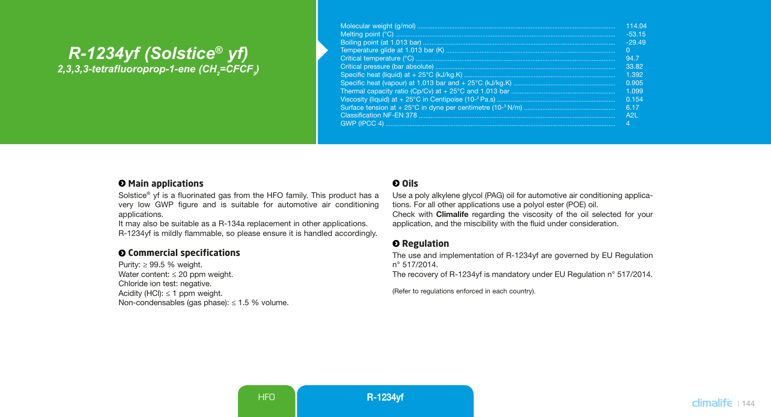# R-1234yf (Solstice® yf)

***2,3,3,3-tetrafluoroprop-1-ene ($CH_2$=$CFCF_3$)***

| Property | Value |
|---|---|
| Molecular weight (g/mol) | 114.04 |
| Melting point (°C) | -53.15 |
| Boiling point (at 1.013 bar) | -29.49 |
| Temperature glide at 1.013 bar (K) | 0 |
| Critical temperature (°C) | 94.7 |
| Critical pressure (bar absolute) | 33.82 |
| Specific heat (liquid) at + 25°C (kJ/kg.K) | 1.392 |
| Specific heat (vapour) at 1.013 bar and + 25°C (kJ/kg.K) | 0.905 |
| Thermal capacity ratio (Cp/Cv) at + 25°C and 1.013 bar | 1.099 |
| Viscosity (liquid) at + 25°C in Centipoise ($10^{-3}$ Pa.s) | 0.154 |
| Surface tension at + 25°C in dyne per centimetre ($10^{-3}$ N/m) | 6.17 |
| Classification NF-EN 378 | A2L |
| GWP (IPCC 4) | 4 |

## Main applications

Solstice® yf is a fluorinated gas from the HFO family. This product has a very low GWP figure and is suitable for automotive air conditioning applications.

It may also be suitable as a R-134a replacement in other applications.

R-1234yf is mildly flammable, so please ensure it is handled accordingly.

## Commercial specifications

Purity: ≥ 99.5 % weight.
Water content: ≤ 20 ppm weight.
Chloride ion test: negative.
Acidity (HCl): ≤ 1 ppm weight.
Non-condensables (gas phase): ≤ 1.5 % volume.

## Oils

Use a poly alkylene glycol (PAG) oil for automotive air conditioning applications. For all other applications use a polyol ester (POE) oil.

Check with **Climalife** regarding the viscosity of the oil selected for your application, and the miscibility with the fluid under consideration.

## Regulation

The use and implementation of R-1234yf are governed by EU Regulation n° 517/2014.

The recovery of R-1234yf is mandatory under EU Regulation n° 517/2014.

(Refer to regulations enforced in each country).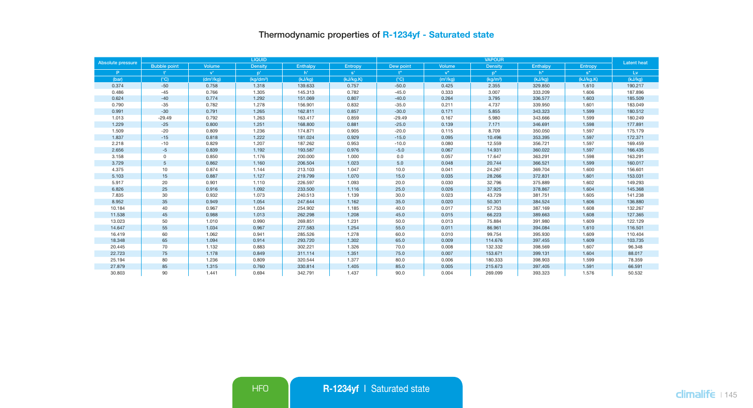# Thermodynamic properties of R-1234yf - Saturated state

| Absolute pressure | LIQUID | | | | | VAPOUR | | | | | Latent heat |
|---|---|---|---|---|---|---|---|---|---|---|---|
| | Bubble point | Volume | Density | Enthalpy | Entropy | Dew point | Volume | Density | Enthalpy | Entropy | |
| P | t' | v' | ρ' | h' | s' | t" | v" | ρ" | h" | s" | Lv |
| (bar) | (°C) | (dm³/kg) | (kg/dm³) | (kJ/kg) | (kJ/kg.K) | (°C) | (m³/kg) | (kg/m³) | (kJ/kg) | (kJ/kg.K) | (kJ/kg) |
| 0.374 | -50 | 0.758 | 1.318 | 139.633 | 0.757 | -50.0 | 0.425 | 2.355 | 329.850 | 1.610 | 190.217 |
| 0.486 | -45 | 0.766 | 1.305 | 145.313 | 0.782 | -45.0 | 0.333 | 3.007 | 333.209 | 1.606 | 187.896 |
| 0.624 | -40 | 0.774 | 1.292 | 151.069 | 0.807 | -40.0 | 0.264 | 3.795 | 336.577 | 1.603 | 185.509 |
| 0.790 | -35 | 0.782 | 1.278 | 156.901 | 0.832 | -35.0 | 0.211 | 4.737 | 339.950 | 1.601 | 183.049 |
| 0.991 | -30 | 0.791 | 1.265 | 162.811 | 0.857 | -30.0 | 0.171 | 5.855 | 343.323 | 1.599 | 180.512 |
| 1.013 | -29.49 | 0.792 | 1.263 | 163.417 | 0.859 | -29.49 | 0.167 | 5.980 | 343.666 | 1.599 | 180.249 |
| 1.229 | -25 | 0.800 | 1.251 | 168.800 | 0.881 | -25.0 | 0.139 | 7.171 | 346.691 | 1.598 | 177.891 |
| 1.509 | -20 | 0.809 | 1.236 | 174.871 | 0.905 | -20.0 | 0.115 | 8.709 | 350.050 | 1.597 | 175.179 |
| 1.837 | -15 | 0.818 | 1.222 | 181.024 | 0.929 | -15.0 | 0.095 | 10.496 | 353.395 | 1.597 | 172.371 |
| 2.218 | -10 | 0.829 | 1.207 | 187.262 | 0.953 | -10.0 | 0.080 | 12.559 | 356.721 | 1.597 | 169.459 |
| 2.656 | -5 | 0.839 | 1.192 | 193.587 | 0.976 | -5.0 | 0.067 | 14.931 | 360.022 | 1.597 | 166.435 |
| 3.158 | 0 | 0.850 | 1.176 | 200.000 | 1.000 | 0.0 | 0.057 | 17.647 | 363.291 | 1.598 | 163.291 |
| 3.729 | 5 | 0.862 | 1.160 | 206.504 | 1.023 | 5.0 | 0.048 | 20.744 | 366.521 | 1.599 | 160.017 |
| 4.375 | 10 | 0.874 | 1.144 | 213.103 | 1.047 | 10.0 | 0.041 | 24.267 | 369.704 | 1.600 | 156.601 |
| 5.103 | 15 | 0.887 | 1.127 | 219.799 | 1.070 | 15.0 | 0.035 | 28.266 | 372.831 | 1.601 | 153.031 |
| 5.917 | 20 | 0.901 | 1.110 | 226.597 | 1.093 | 20.0 | 0.030 | 32.796 | 375.889 | 1.602 | 149.293 |
| 6.826 | 25 | 0.916 | 1.092 | 233.500 | 1.116 | 25.0 | 0.026 | 37.925 | 378.867 | 1.604 | 145.368 |
| 7.835 | 30 | 0.932 | 1.073 | 240.513 | 1.139 | 30.0 | 0.023 | 43.729 | 381.751 | 1.605 | 141.238 |
| 8.952 | 35 | 0.949 | 1.054 | 247.644 | 1.162 | 35.0 | 0.020 | 50.301 | 384.524 | 1.606 | 136.880 |
| 10.184 | 40 | 0.967 | 1.034 | 254.902 | 1.185 | 40.0 | 0.017 | 57.753 | 387.169 | 1.608 | 132.267 |
| 11.538 | 45 | 0.988 | 1.013 | 262.298 | 1.208 | 45.0 | 0.015 | 66.223 | 389.663 | 1.608 | 127.365 |
| 13.023 | 50 | 1.010 | 0.990 | 269.851 | 1.231 | 50.0 | 0.013 | 75.884 | 391.980 | 1.609 | 122.129 |
| 14.647 | 55 | 1.034 | 0.967 | 277.583 | 1.254 | 55.0 | 0.011 | 86.961 | 394.084 | 1.610 | 116.501 |
| 16.419 | 60 | 1.062 | 0.941 | 285.526 | 1.278 | 60.0 | 0.010 | 99.754 | 395.930 | 1.609 | 110.404 |
| 18.348 | 65 | 1.094 | 0.914 | 293.720 | 1.302 | 65.0 | 0.009 | 114.676 | 397.455 | 1.609 | 103.735 |
| 20.445 | 70 | 1.132 | 0.883 | 302.221 | 1.326 | 70.0 | 0.008 | 132.332 | 398.569 | 1.607 | 96.348 |
| 22.723 | 75 | 1.178 | 0.849 | 311.114 | 1.351 | 75.0 | 0.007 | 153.671 | 399.131 | 1.604 | 88.017 |
| 25.194 | 80 | 1.236 | 0.809 | 320.544 | 1.377 | 80.0 | 0.006 | 180.333 | 398.903 | 1.599 | 78.359 |
| 27.879 | 85 | 1.315 | 0.760 | 330.814 | 1.405 | 85.0 | 0.005 | 215.673 | 397.405 | 1.591 | 66.591 |
| 30.803 | 90 | 1.441 | 0.694 | 342.791 | 1.437 | 90.0 | 0.004 | 269.099 | 393.323 | 1.576 | 50.532 |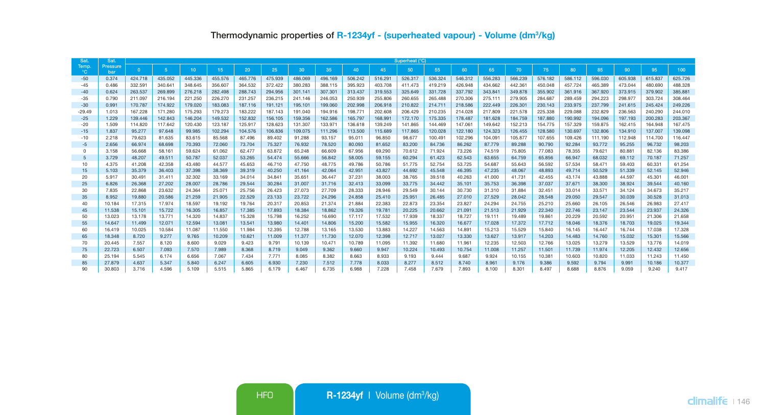## Thermodynamic properties of R-1234yf - (superheated vapour) - Volume (dm$^3$/kg)

| Sat. Temp. °C | Sat. Pressure bar | Superheat (°C) | | | | | | | | | | | | | | | | | | | | |
|---|---|---|---|---|---|---|---|---|---|---|---|---|---|---|---|---|---|---|---|---|---|---|
| | | 0 | 5 | 10 | 15 | 20 | 25 | 30 | 35 | 40 | 45 | 50 | 55 | 60 | 65 | 70 | 75 | 80 | 85 | 90 | 95 | 100 |
| -50 | 0.374 | 424.718 | 435.052 | 445.336 | 455.576 | 465.776 | 475.939 | 486.069 | 496.169 | 506.242 | 516.291 | 526.317 | 536.324 | 546.312 | 556.283 | 566.239 | 576.182 | 586.112 | 596.030 | 605.938 | 615.837 | 625.726 |
| -45 | 0.486 | 332.591 | 340.641 | 348.645 | 356.607 | 364.532 | 372.422 | 380.283 | 388.115 | 395.923 | 403.708 | 411.473 | 419.219 | 426.948 | 434.662 | 442.361 | 450.048 | 457.724 | 465.389 | 473.044 | 480.690 | 488.328 |
| -40 | 0.624 | 263.537 | 269.899 | 276.218 | 282.498 | 288.743 | 294.956 | 301.141 | 307.301 | 313.437 | 319.553 | 325.649 | 331.728 | 337.792 | 343.841 | 349.878 | 355.902 | 361.916 | 367.920 | 373.915 | 379.902 | 385.881 |
| -35 | 0.790 | 211.097 | 216.194 | 221.250 | 226.270 | 231.257 | 236.215 | 241.146 | 246.053 | 250.939 | 255.806 | 260.655 | 265.488 | 270.306 | 275.111 | 279.905 | 284.687 | 289.459 | 294.223 | 298.977 | 303.724 | 308.464 |
| -30 | 0.991 | 170.787 | 174.922 | 179.020 | 183.083 | 187.116 | 191.121 | 195.101 | 199.060 | 202.998 | 206.918 | 210.822 | 214.711 | 218.586 | 222.449 | 226.301 | 230.143 | 233.975 | 237.799 | 241.615 | 245.424 | 249.226 |
| -29.49 | 1.013 | 167.228 | 171.280 | 175.293 | 179.273 | 183.222 | 187.143 | 191.040 | 194.916 | 198.771 | 202.608 | 206.429 | 210.235 | 214.028 | 217.809 | 221.578 | 225.338 | 229.088 | 232.829 | 236.563 | 240.290 | 244.010 |
| -25 | 1.229 | 139.446 | 142.843 | 146.204 | 149.532 | 152.832 | 156.105 | 159.356 | 162.586 | 165.797 | 168.991 | 172.170 | 175.335 | 178.487 | 181.628 | 184.759 | 187.880 | 190.992 | 194.096 | 197.193 | 200.283 | 203.367 |
| -20 | 1.509 | 114.820 | 117.642 | 120.430 | 123.187 | 125.917 | 128.623 | 131.307 | 133.971 | 136.618 | 139.249 | 141.865 | 144.469 | 147.061 | 149.642 | 152.213 | 154.775 | 157.329 | 159.875 | 162.415 | 164.948 | 167.475 |
| -15 | 1.837 | 95.277 | 97.648 | 99.985 | 102.294 | 104.576 | 106.836 | 109.075 | 111.296 | 113.500 | 115.689 | 117.865 | 120.028 | 122.180 | 124.323 | 126.455 | 128.580 | 130.697 | 132.806 | 134.910 | 137.007 | 139.098 |
| -10 | 2.218 | 79.623 | 81.635 | 83.615 | 85.568 | 87.496 | 89.402 | 91.288 | 93.157 | 95.011 | 96.850 | 98.677 | 100.491 | 102.296 | 104.091 | 105.877 | 107.655 | 109.426 | 111.190 | 112.948 | 114.700 | 116.447 |
| -5 | 2.656 | 66.974 | 68.698 | 70.393 | 72.060 | 73.704 | 75.327 | 76.932 | 78.520 | 80.093 | 81.652 | 83.200 | 84.736 | 86.262 | 87.779 | 89.288 | 90.790 | 92.284 | 93.772 | 95.255 | 96.732 | 98.203 |
| 0 | 3.158 | 56.668 | 58.161 | 59.624 | 61.062 | 62.477 | 63.872 | 65.248 | 66.609 | 67.956 | 69.290 | 70.612 | 71.924 | 73.226 | 74.519 | 75.805 | 77.083 | 78.355 | 79.621 | 80.881 | 82.136 | 83.386 |
| 5 | 3.729 | 48.207 | 49.511 | 50.787 | 52.037 | 53.265 | 54.474 | 55.666 | 56.842 | 58.005 | 59.155 | 60.294 | 61.423 | 62.543 | 63.655 | 64.759 | 65.856 | 66.947 | 68.032 | 69.112 | 70.187 | 71.257 |
| 10 | 4.375 | 41.208 | 42.358 | 43.480 | 44.577 | 45.653 | 46.710 | 47.750 | 48.775 | 49.786 | 50.786 | 51.775 | 52.754 | 53.725 | 54.687 | 55.643 | 56.592 | 57.534 | 58.471 | 59.403 | 60.331 | 61.254 |
| 15 | 5.103 | 35.379 | 36.403 | 37.398 | 38.369 | 39.319 | 40.250 | 41.164 | 42.064 | 42.951 | 43.827 | 44.692 | 45.548 | 46.395 | 47.235 | 48.067 | 48.893 | 49.714 | 50.529 | 51.339 | 52.145 | 52.946 |
| 20 | 5.917 | 30.491 | 31.411 | 32.302 | 33.169 | 34.014 | 34.841 | 35.651 | 36.447 | 37.231 | 38.003 | 38.765 | 39.518 | 40.263 | 41.000 | 41.731 | 42.455 | 43.174 | 43.888 | 44.597 | 45.301 | 46.001 |
| 25 | 6.826 | 26.368 | 27.202 | 28.007 | 28.786 | 29.544 | 30.284 | 31.007 | 31.716 | 32.413 | 33.099 | 33.775 | 34.442 | 35.101 | 35.753 | 36.398 | 37.037 | 37.671 | 38.300 | 38.924 | 39.544 | 40.160 |
| 30 | 7.835 | 22.868 | 23.632 | 24.364 | 25.071 | 25.756 | 26.423 | 27.073 | 27.709 | 28.333 | 28.946 | 29.549 | 30.144 | 30.730 | 31.310 | 31.884 | 32.451 | 33.014 | 33.571 | 34.124 | 34.673 | 35.217 |
| 35 | 8.952 | 19.880 | 20.586 | 21.259 | 21.905 | 22.529 | 23.133 | 23.722 | 24.296 | 24.858 | 25.410 | 25.951 | 26.485 | 27.010 | 27.529 | 28.042 | 28.548 | 29.050 | 29.547 | 30.039 | 30.528 | 31.013 |
| 40 | 10.184 | 17.315 | 17.974 | 18.597 | 19.192 | 19.764 | 20.317 | 20.853 | 21.374 | 21.884 | 22.383 | 22.873 | 23.354 | 23.827 | 24.294 | 24.755 | 25.210 | 25.660 | 26.105 | 26.546 | 26.983 | 27.417 |
| 45 | 11.538 | 15.101 | 15.722 | 16.305 | 16.857 | 17.385 | 17.893 | 18.384 | 18.862 | 19.326 | 19.781 | 20.225 | 20.662 | 21.091 | 21.513 | 21.929 | 22.340 | 22.746 | 23.147 | 23.544 | 23.937 | 24.326 |
| 50 | 13.023 | 13.178 | 13.771 | 14.320 | 14.837 | 15.328 | 15.798 | 16.252 | 16.690 | 17.117 | 17.532 | 17.939 | 18.337 | 18.727 | 19.111 | 19.489 | 19.861 | 20.229 | 20.592 | 20.951 | 21.306 | 21.658 |
| 55 | 14.647 | 11.499 | 12.071 | 12.594 | 13.081 | 13.541 | 13.980 | 14.401 | 14.806 | 15.200 | 15.582 | 15.955 | 16.320 | 16.677 | 17.028 | 17.372 | 17.712 | 18.046 | 18.376 | 18.703 | 19.025 | 19.344 |
| 60 | 16.419 | 10.025 | 10.584 | 11.087 | 11.550 | 11.984 | 12.395 | 12.788 | 13.165 | 13.530 | 13.883 | 14.227 | 14.563 | 14.891 | 15.213 | 15.529 | 15.840 | 16.145 | 16.447 | 16.744 | 17.038 | 17.328 |
| 65 | 18.348 | 8.720 | 9.277 | 9.765 | 10.209 | 10.621 | 11.009 | 11.377 | 11.730 | 12.070 | 12.398 | 12.717 | 13.027 | 13.330 | 13.627 | 13.917 | 14.203 | 14.483 | 14.760 | 15.032 | 15.301 | 15.566 |
| 70 | 20.445 | 7.557 | 8.120 | 8.600 | 9.029 | 9.423 | 9.791 | 10.139 | 10.471 | 10.789 | 11.095 | 11.392 | 11.680 | 11.961 | 12.235 | 12.503 | 12.766 | 13.025 | 13.279 | 13.529 | 13.776 | 14.019 |
| 75 | 22.723 | 6.507 | 7.093 | 7.570 | 7.989 | 8.368 | 8.719 | 9.049 | 9.362 | 9.660 | 9.947 | 10.224 | 10.493 | 10.754 | 11.008 | 11.257 | 11.501 | 11.739 | 11.974 | 12.205 | 12.432 | 12.656 |
| 80 | 25.194 | 5.545 | 6.174 | 6.656 | 7.067 | 7.434 | 7.771 | 8.085 | 8.382 | 8.663 | 8.933 | 9.193 | 9.444 | 9.687 | 9.924 | 10.155 | 10.381 | 10.603 | 10.820 | 11.033 | 11.243 | 11.450 |
| 85 | 27.879 | 4.637 | 5.347 | 5.840 | 6.247 | 6.605 | 6.930 | 7.230 | 7.512 | 7.778 | 8.033 | 8.277 | 8.512 | 8.740 | 8.961 | 9.176 | 9.386 | 9.592 | 9.794 | 9.991 | 10.186 | 10.377 |
| 90 | 30.803 | 3.716 | 4.596 | 5.109 | 5.515 | 5.865 | 6.179 | 6.467 | 6.735 | 6.988 | 7.228 | 7.458 | 7.679 | 7.893 | 8.100 | 8.301 | 8.497 | 8.688 | 8.876 | 9.059 | 9.240 | 9.417 |

HFO | R-1234yf | Volume (dm$^3$/kg)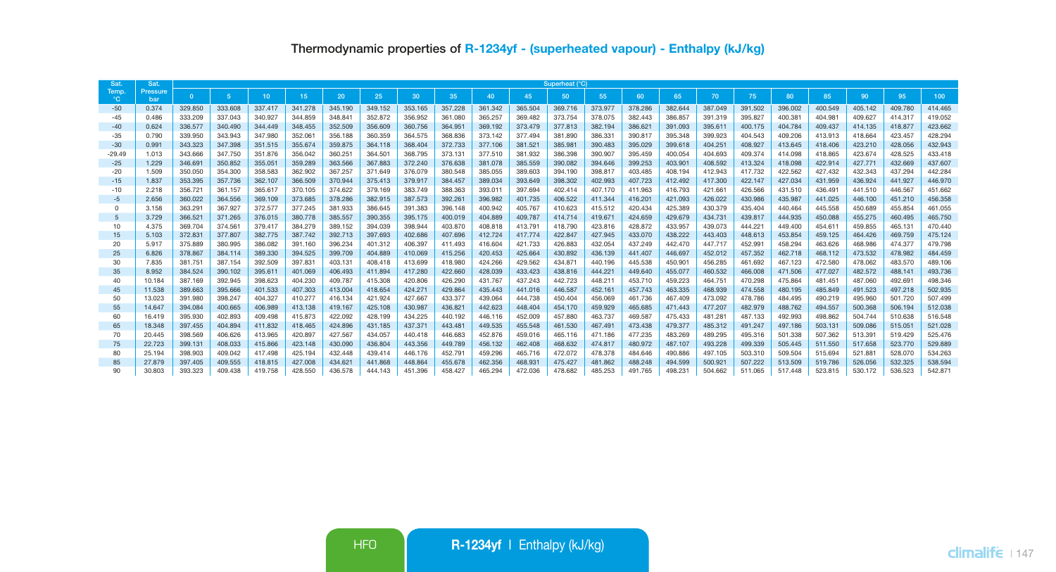## Thermodynamic properties of R-1234yf - (superheated vapour) - Enthalpy (kJ/kg)

| Sat. Temp. °C | Sat. Pressure bar | Superheat (°C) | | | | | | | | | | | | | | | | | | | | |
|---|---|---|---|---|---|---|---|---|---|---|---|---|---|---|---|---|---|---|---|---|---|---|
| | | 0 | 5 | 10 | 15 | 20 | 25 | 30 | 35 | 40 | 45 | 50 | 55 | 60 | 65 | 70 | 75 | 80 | 85 | 90 | 95 | 100 |
| -50 | 0.374 | 329.850 | 333.608 | 337.417 | 341.278 | 345.190 | 349.152 | 353.165 | 357.228 | 361.342 | 365.504 | 369.716 | 373.977 | 378.286 | 382.644 | 387.049 | 391.502 | 396.002 | 400.549 | 405.142 | 409.780 | 414.465 |
| -45 | 0.486 | 333.209 | 337.043 | 340.927 | 344.859 | 348.841 | 352.872 | 356.952 | 361.080 | 365.257 | 369.482 | 373.754 | 378.075 | 382.443 | 386.857 | 391.319 | 395.827 | 400.381 | 404.981 | 409.627 | 414.317 | 419.052 |
| -40 | 0.624 | 336.577 | 340.490 | 344.449 | 348.455 | 352.509 | 356.609 | 360.756 | 364.951 | 369.192 | 373.479 | 377.813 | 382.194 | 386.621 | 391.093 | 395.611 | 400.175 | 404.784 | 409.437 | 414.135 | 418.877 | 423.662 |
| -35 | 0.790 | 339.950 | 343.943 | 347.980 | 352.061 | 356.188 | 360.359 | 364.575 | 368.836 | 373.142 | 377.494 | 381.890 | 386.331 | 390.817 | 395.348 | 399.923 | 404.543 | 409.206 | 413.913 | 418.664 | 423.457 | 428.294 |
| -30 | 0.991 | 343.323 | 347.398 | 351.515 | 355.674 | 359.875 | 364.118 | 368.404 | 372.733 | 377.106 | 381.521 | 385.981 | 390.483 | 395.029 | 399.618 | 404.251 | 408.927 | 413.645 | 418.406 | 423.210 | 428.056 | 432.943 |
| -29.49 | 1.013 | 343.666 | 347.750 | 351.876 | 356.042 | 360.251 | 364.501 | 368.795 | 373.131 | 377.510 | 381.932 | 386.398 | 390.907 | 395.459 | 400.054 | 404.693 | 409.374 | 414.098 | 418.865 | 423.674 | 428.525 | 433.418 |
| -25 | 1.229 | 346.691 | 350.852 | 355.051 | 359.289 | 363.566 | 367.883 | 372.240 | 376.638 | 381.078 | 385.559 | 390.082 | 394.646 | 399.253 | 403.901 | 408.592 | 413.324 | 418.098 | 422.914 | 427.771 | 432.669 | 437.607 |
| -20 | 1.509 | 350.050 | 354.300 | 358.583 | 362.902 | 367.257 | 371.649 | 376.079 | 380.548 | 385.055 | 389.603 | 394.190 | 398.817 | 403.485 | 408.194 | 412.943 | 417.732 | 422.562 | 427.432 | 432.343 | 437.294 | 442.284 |
| -15 | 1.837 | 353.395 | 357.736 | 362.107 | 366.509 | 370.944 | 375.413 | 379.917 | 384.457 | 389.034 | 393.649 | 398.302 | 402.993 | 407.723 | 412.492 | 417.300 | 422.147 | 427.034 | 431.959 | 436.924 | 441.927 | 446.970 |
| -10 | 2.218 | 356.721 | 361.157 | 365.617 | 370.105 | 374.622 | 379.169 | 383.749 | 388.363 | 393.011 | 397.694 | 402.414 | 407.170 | 411.963 | 416.793 | 421.661 | 426.566 | 431.510 | 436.491 | 441.510 | 446.567 | 451.662 |
| -5 | 2.656 | 360.022 | 364.556 | 369.109 | 373.685 | 378.286 | 382.915 | 387.573 | 392.261 | 396.982 | 401.735 | 406.522 | 411.344 | 416.201 | 421.093 | 426.022 | 430.986 | 435.987 | 441.025 | 446.100 | 451.210 | 456.358 |
| 0 | 3.158 | 363.291 | 367.927 | 372.577 | 377.245 | 381.933 | 386.645 | 391.383 | 396.148 | 400.942 | 405.767 | 410.623 | 415.512 | 420.434 | 425.389 | 430.379 | 435.404 | 440.464 | 445.558 | 450.689 | 455.854 | 461.055 |
| 5 | 3.729 | 366.521 | 371.265 | 376.015 | 380.778 | 385.557 | 390.355 | 395.175 | 400.019 | 404.889 | 409.787 | 414.714 | 419.671 | 424.659 | 429.679 | 434.731 | 439.817 | 444.935 | 450.088 | 455.275 | 460.495 | 465.750 |
| 10 | 4.375 | 369.704 | 374.561 | 379.417 | 384.279 | 389.152 | 394.039 | 398.944 | 403.870 | 408.818 | 413.791 | 418.790 | 423.816 | 428.872 | 433.957 | 439.073 | 444.221 | 449.400 | 454.611 | 459.855 | 465.131 | 470.440 |
| 15 | 5.103 | 372.831 | 377.807 | 382.775 | 387.742 | 392.713 | 397.693 | 402.686 | 407.696 | 412.724 | 417.774 | 422.847 | 427.945 | 433.070 | 438.222 | 443.403 | 448.613 | 453.854 | 459.125 | 464.426 | 469.759 | 475.124 |
| 20 | 5.917 | 375.889 | 380.995 | 386.082 | 391.160 | 396.234 | 401.312 | 406.397 | 411.493 | 416.604 | 421.733 | 426.883 | 432.054 | 437.249 | 442.470 | 447.717 | 452.991 | 458.294 | 463.626 | 468.986 | 474.377 | 479.798 |
| 25 | 6.826 | 378.867 | 384.114 | 389.330 | 394.525 | 399.709 | 404.889 | 410.069 | 415.256 | 420.453 | 425.664 | 430.892 | 436.139 | 441.407 | 446.697 | 452.012 | 457.352 | 462.718 | 468.112 | 473.532 | 478.982 | 484.459 |
| 30 | 7.835 | 381.751 | 387.154 | 392.509 | 397.831 | 403.131 | 408.418 | 413.699 | 418.980 | 424.266 | 429.562 | 434.871 | 440.196 | 445.538 | 450.901 | 456.285 | 461.692 | 467.123 | 472.580 | 478.062 | 483.570 | 489.106 |
| 35 | 8.952 | 384.524 | 390.102 | 395.611 | 401.069 | 406.493 | 411.894 | 417.280 | 422.660 | 428.039 | 433.423 | 438.816 | 444.221 | 449.640 | 455.077 | 460.532 | 466.008 | 471.506 | 477.027 | 482.572 | 488.141 | 493.736 |
| 40 | 10.184 | 387.169 | 392.945 | 398.623 | 404.230 | 409.787 | 415.308 | 420.806 | 426.290 | 431.767 | 437.243 | 442.723 | 448.211 | 453.710 | 459.223 | 464.751 | 470.298 | 475.864 | 481.451 | 487.060 | 492.691 | 498.346 |
| 45 | 11.538 | 389.663 | 395.666 | 401.533 | 407.303 | 413.004 | 418.654 | 424.271 | 429.864 | 435.443 | 441.016 | 446.587 | 452.161 | 457.743 | 463.335 | 468.939 | 474.558 | 480.195 | 485.849 | 491.523 | 497.218 | 502.935 |
| 50 | 13.023 | 391.980 | 398.247 | 404.327 | 410.277 | 416.134 | 421.924 | 427.667 | 433.377 | 439.064 | 444.738 | 450.404 | 456.069 | 461.736 | 467.409 | 473.092 | 478.786 | 484.495 | 490.219 | 495.960 | 501.720 | 507.499 |
| 55 | 14.647 | 394.084 | 400.665 | 406.989 | 413.138 | 419.167 | 425.108 | 430.987 | 436.821 | 442.623 | 448.404 | 454.170 | 459.929 | 465.685 | 471.443 | 477.207 | 482.979 | 488.762 | 494.557 | 500.368 | 506.194 | 512.038 |
| 60 | 16.419 | 395.930 | 402.893 | 409.498 | 415.873 | 422.092 | 428.199 | 434.225 | 440.192 | 446.116 | 452.009 | 457.880 | 463.737 | 469.587 | 475.433 | 481.281 | 487.133 | 492.993 | 498.862 | 504.744 | 510.638 | 516.548 |
| 65 | 18.348 | 397.455 | 404.894 | 411.832 | 418.465 | 424.896 | 431.185 | 437.371 | 443.481 | 449.535 | 455.548 | 461.530 | 467.491 | 473.438 | 479.377 | 485.312 | 491.247 | 497.186 | 503.131 | 509.086 | 515.051 | 521.028 |
| 70 | 20.445 | 398.569 | 406.626 | 413.965 | 420.897 | 427.567 | 434.057 | 440.418 | 446.683 | 452.876 | 459.016 | 465.116 | 471.186 | 477.235 | 483.269 | 489.295 | 495.316 | 501.338 | 507.362 | 513.391 | 519.429 | 525.476 |
| 75 | 22.723 | 399.131 | 408.033 | 415.866 | 423.148 | 430.090 | 436.804 | 443.356 | 449.789 | 456.132 | 462.408 | 468.632 | 474.817 | 480.972 | 487.107 | 493.228 | 499.339 | 505.445 | 511.550 | 517.658 | 523.770 | 529.889 |
| 80 | 25.194 | 398.903 | 409.042 | 417.498 | 425.194 | 432.448 | 439.414 | 446.176 | 452.791 | 459.296 | 465.716 | 472.072 | 478.378 | 484.646 | 490.886 | 497.105 | 503.310 | 509.504 | 515.694 | 521.881 | 528.070 | 534.263 |
| 85 | 27.879 | 397.405 | 409.555 | 418.815 | 427.008 | 434.621 | 441.868 | 448.864 | 455.678 | 462.356 | 468.931 | 475.427 | 481.862 | 488.248 | 494.599 | 500.921 | 507.222 | 513.509 | 519.786 | 526.056 | 532.325 | 538.594 |
| 90 | 30.803 | 393.323 | 409.438 | 419.758 | 428.550 | 436.578 | 444.143 | 451.396 | 458.427 | 465.294 | 472.036 | 478.682 | 485.253 | 491.765 | 498.231 | 504.662 | 511.065 | 517.448 | 523.815 | 530.172 | 536.523 | 542.871 |

HFO | R-1234yf | Enthalpy (kJ/kg)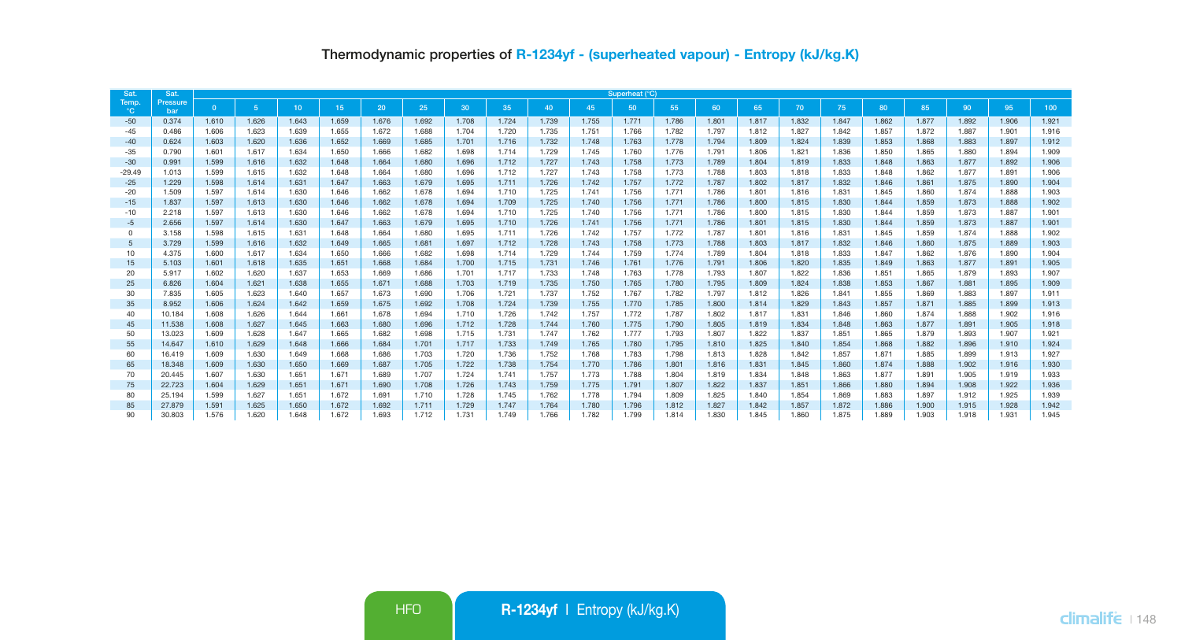# Thermodynamic properties of R-1234yf - (superheated vapour) - Entropy (kJ/kg.K)

| Sat. Temp. °C | Sat. Pressure bar | Superheat (°C) | | | | | | | | | | | | | | | | | | | | |
|---|---|---|---|---|---|---|---|---|---|---|---|---|---|---|---|---|---|---|---|---|---|---|
| | | 0 | 5 | 10 | 15 | 20 | 25 | 30 | 35 | 40 | 45 | 50 | 55 | 60 | 65 | 70 | 75 | 80 | 85 | 90 | 95 | 100 |
| -50 | 0.374 | 1.610 | 1.626 | 1.643 | 1.659 | 1.676 | 1.692 | 1.708 | 1.724 | 1.739 | 1.755 | 1.771 | 1.786 | 1.801 | 1.817 | 1.832 | 1.847 | 1.862 | 1.877 | 1.892 | 1.906 | 1.921 |
| -45 | 0.486 | 1.606 | 1.623 | 1.639 | 1.655 | 1.672 | 1.688 | 1.704 | 1.720 | 1.735 | 1.751 | 1.766 | 1.782 | 1.797 | 1.812 | 1.827 | 1.842 | 1.857 | 1.872 | 1.887 | 1.901 | 1.916 |
| -40 | 0.624 | 1.603 | 1.620 | 1.636 | 1.652 | 1.669 | 1.685 | 1.701 | 1.716 | 1.732 | 1.748 | 1.763 | 1.778 | 1.794 | 1.809 | 1.824 | 1.839 | 1.853 | 1.868 | 1.883 | 1.897 | 1.912 |
| -35 | 0.790 | 1.601 | 1.617 | 1.634 | 1.650 | 1.666 | 1.682 | 1.698 | 1.714 | 1.729 | 1.745 | 1.760 | 1.776 | 1.791 | 1.806 | 1.821 | 1.836 | 1.850 | 1.865 | 1.880 | 1.894 | 1.909 |
| -30 | 0.991 | 1.599 | 1.616 | 1.632 | 1.648 | 1.664 | 1.680 | 1.696 | 1.712 | 1.727 | 1.743 | 1.758 | 1.773 | 1.789 | 1.804 | 1.819 | 1.833 | 1.848 | 1.863 | 1.877 | 1.892 | 1.906 |
| -29.49 | 1.013 | 1.599 | 1.615 | 1.632 | 1.648 | 1.664 | 1.680 | 1.696 | 1.712 | 1.727 | 1.743 | 1.758 | 1.773 | 1.788 | 1.803 | 1.818 | 1.833 | 1.848 | 1.862 | 1.877 | 1.891 | 1.906 |
| -25 | 1.229 | 1.598 | 1.614 | 1.631 | 1.647 | 1.663 | 1.679 | 1.695 | 1.711 | 1.726 | 1.742 | 1.757 | 1.772 | 1.787 | 1.802 | 1.817 | 1.832 | 1.846 | 1.861 | 1.875 | 1.890 | 1.904 |
| -20 | 1.509 | 1.597 | 1.614 | 1.630 | 1.646 | 1.662 | 1.678 | 1.694 | 1.710 | 1.725 | 1.741 | 1.756 | 1.771 | 1.786 | 1.801 | 1.816 | 1.831 | 1.845 | 1.860 | 1.874 | 1.888 | 1.903 |
| -15 | 1.837 | 1.597 | 1.613 | 1.630 | 1.646 | 1.662 | 1.678 | 1.694 | 1.709 | 1.725 | 1.740 | 1.756 | 1.771 | 1.786 | 1.800 | 1.815 | 1.830 | 1.844 | 1.859 | 1.873 | 1.888 | 1.902 |
| -10 | 2.218 | 1.597 | 1.613 | 1.630 | 1.646 | 1.662 | 1.678 | 1.694 | 1.710 | 1.725 | 1.740 | 1.756 | 1.771 | 1.786 | 1.800 | 1.815 | 1.830 | 1.844 | 1.859 | 1.873 | 1.887 | 1.901 |
| -5 | 2.656 | 1.597 | 1.614 | 1.630 | 1.647 | 1.663 | 1.679 | 1.695 | 1.710 | 1.726 | 1.741 | 1.756 | 1.771 | 1.786 | 1.801 | 1.815 | 1.830 | 1.844 | 1.859 | 1.873 | 1.887 | 1.901 |
| 0 | 3.158 | 1.598 | 1.615 | 1.631 | 1.648 | 1.664 | 1.680 | 1.695 | 1.711 | 1.726 | 1.742 | 1.757 | 1.772 | 1.787 | 1.801 | 1.816 | 1.831 | 1.845 | 1.859 | 1.874 | 1.888 | 1.902 |
| 5 | 3.729 | 1.599 | 1.616 | 1.632 | 1.649 | 1.665 | 1.681 | 1.697 | 1.712 | 1.728 | 1.743 | 1.758 | 1.773 | 1.788 | 1.803 | 1.817 | 1.832 | 1.846 | 1.860 | 1.875 | 1.889 | 1.903 |
| 10 | 4.375 | 1.600 | 1.617 | 1.634 | 1.650 | 1.666 | 1.682 | 1.698 | 1.714 | 1.729 | 1.744 | 1.759 | 1.774 | 1.789 | 1.804 | 1.818 | 1.833 | 1.847 | 1.862 | 1.876 | 1.890 | 1.904 |
| 15 | 5.103 | 1.601 | 1.618 | 1.635 | 1.651 | 1.668 | 1.684 | 1.700 | 1.715 | 1.731 | 1.746 | 1.761 | 1.776 | 1.791 | 1.806 | 1.820 | 1.835 | 1.849 | 1.863 | 1.877 | 1.891 | 1.905 |
| 20 | 5.917 | 1.602 | 1.620 | 1.637 | 1.653 | 1.669 | 1.686 | 1.701 | 1.717 | 1.733 | 1.748 | 1.763 | 1.778 | 1.793 | 1.807 | 1.822 | 1.836 | 1.851 | 1.865 | 1.879 | 1.893 | 1.907 |
| 25 | 6.826 | 1.604 | 1.621 | 1.638 | 1.655 | 1.671 | 1.688 | 1.703 | 1.719 | 1.735 | 1.750 | 1.765 | 1.780 | 1.795 | 1.809 | 1.824 | 1.838 | 1.853 | 1.867 | 1.881 | 1.895 | 1.909 |
| 30 | 7.835 | 1.605 | 1.623 | 1.640 | 1.657 | 1.673 | 1.690 | 1.706 | 1.721 | 1.737 | 1.752 | 1.767 | 1.782 | 1.797 | 1.812 | 1.826 | 1.841 | 1.855 | 1.869 | 1.883 | 1.897 | 1.911 |
| 35 | 8.952 | 1.606 | 1.624 | 1.642 | 1.659 | 1.675 | 1.692 | 1.708 | 1.724 | 1.739 | 1.755 | 1.770 | 1.785 | 1.800 | 1.814 | 1.829 | 1.843 | 1.857 | 1.871 | 1.885 | 1.899 | 1.913 |
| 40 | 10.184 | 1.608 | 1.626 | 1.644 | 1.661 | 1.678 | 1.694 | 1.710 | 1.726 | 1.742 | 1.757 | 1.772 | 1.787 | 1.802 | 1.817 | 1.831 | 1.846 | 1.860 | 1.874 | 1.888 | 1.902 | 1.916 |
| 45 | 11.538 | 1.608 | 1.627 | 1.645 | 1.663 | 1.680 | 1.696 | 1.712 | 1.728 | 1.744 | 1.760 | 1.775 | 1.790 | 1.805 | 1.819 | 1.834 | 1.848 | 1.863 | 1.877 | 1.891 | 1.905 | 1.918 |
| 50 | 13.023 | 1.609 | 1.628 | 1.647 | 1.665 | 1.682 | 1.698 | 1.715 | 1.731 | 1.747 | 1.762 | 1.777 | 1.793 | 1.807 | 1.822 | 1.837 | 1.851 | 1.865 | 1.879 | 1.893 | 1.907 | 1.921 |
| 55 | 14.647 | 1.610 | 1.629 | 1.648 | 1.666 | 1.684 | 1.701 | 1.717 | 1.733 | 1.749 | 1.765 | 1.780 | 1.795 | 1.810 | 1.825 | 1.840 | 1.854 | 1.868 | 1.882 | 1.896 | 1.910 | 1.924 |
| 60 | 16.419 | 1.609 | 1.630 | 1.649 | 1.668 | 1.686 | 1.703 | 1.720 | 1.736 | 1.752 | 1.768 | 1.783 | 1.798 | 1.813 | 1.828 | 1.842 | 1.857 | 1.871 | 1.885 | 1.899 | 1.913 | 1.927 |
| 65 | 18.348 | 1.609 | 1.630 | 1.650 | 1.669 | 1.687 | 1.705 | 1.722 | 1.738 | 1.754 | 1.770 | 1.786 | 1.801 | 1.816 | 1.831 | 1.845 | 1.860 | 1.874 | 1.888 | 1.902 | 1.916 | 1.930 |
| 70 | 20.445 | 1.607 | 1.630 | 1.651 | 1.671 | 1.689 | 1.707 | 1.724 | 1.741 | 1.757 | 1.773 | 1.788 | 1.804 | 1.819 | 1.834 | 1.848 | 1.863 | 1.877 | 1.891 | 1.905 | 1.919 | 1.933 |
| 75 | 22.723 | 1.604 | 1.629 | 1.651 | 1.671 | 1.690 | 1.708 | 1.726 | 1.743 | 1.759 | 1.775 | 1.791 | 1.807 | 1.822 | 1.837 | 1.851 | 1.866 | 1.880 | 1.894 | 1.908 | 1.922 | 1.936 |
| 80 | 25.194 | 1.599 | 1.627 | 1.651 | 1.672 | 1.691 | 1.710 | 1.728 | 1.745 | 1.762 | 1.778 | 1.794 | 1.809 | 1.825 | 1.840 | 1.854 | 1.869 | 1.883 | 1.897 | 1.912 | 1.925 | 1.939 |
| 85 | 27.879 | 1.591 | 1.625 | 1.650 | 1.672 | 1.692 | 1.711 | 1.729 | 1.747 | 1.764 | 1.780 | 1.796 | 1.812 | 1.827 | 1.842 | 1.857 | 1.872 | 1.886 | 1.900 | 1.915 | 1.928 | 1.942 |
| 90 | 30.803 | 1.576 | 1.620 | 1.648 | 1.672 | 1.693 | 1.712 | 1.731 | 1.749 | 1.766 | 1.782 | 1.799 | 1.814 | 1.830 | 1.845 | 1.860 | 1.875 | 1.889 | 1.903 | 1.918 | 1.931 | 1.945 |

HFO

**R-1234yf** I Entropy (kJ/kg.K)